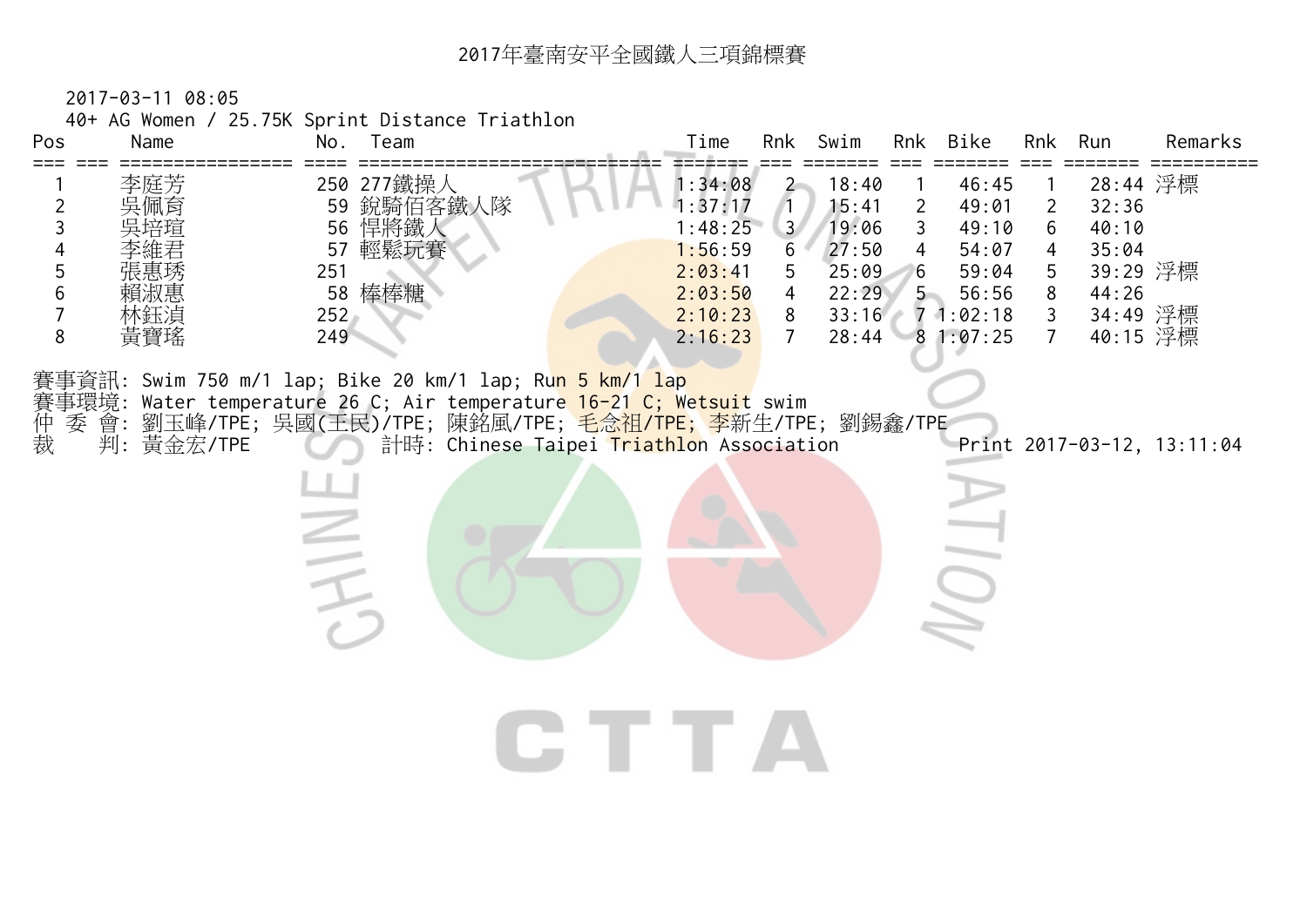# 2017年臺南安平全國鐵人三項錦標賽

2017-03-11 08:05

40+ AG Women / 25.75K Sprint Distance Triathlon

| Pos | Name | No. | Team | Time | Rnk | Swim | Rnk | Bike | Rnk | Run | Remarks |
|---|---|---|---|---|---|---|---|---|---|---|---|
| 1 | 李庭芳 | 250 | 277鐵操人 | 1:34:08 | 2 | 18:40 | 1 | 46:45 | 1 | 28:44 | 浮標 |
| 2 | 吳佩育 | 59 | 銳騎佰客鐵人隊 | 1:37:17 | 1 | 15:41 | 2 | 49:01 | 2 | 32:36 | |
| 3 | 吳培瑄 | 56 | 悍將鐵人 | 1:48:25 | 3 | 19:06 | 3 | 49:10 | 6 | 40:10 | |
| 4 | 李維君 | 57 | 輕鬆玩賽 | 1:56:59 | 6 | 27:50 | 4 | 54:07 | 4 | 35:04 | |
| 5 | 張惠琇 | 251 | | 2:03:41 | 5 | 25:09 | 6 | 59:04 | 5 | 39:29 | 浮標 |
| 6 | 賴淑惠 | 58 | 棒棒糖 | 2:03:50 | 4 | 22:29 | 5 | 56:56 | 8 | 44:26 | |
| 7 | 林鈺湞 | 252 | | 2:10:23 | 8 | 33:16 | 7 | 1:02:18 | 3 | 34:49 | 浮標 |
| 8 | 黃寶瑤 | 249 | | 2:16:23 | 7 | 28:44 | 8 | 1:07:25 | 7 | 40:15 | 浮標 |

賽事資訊: Swim 750 m/1 lap; Bike 20 km/1 lap; Run 5 km/1 lap

賽事環境: Water temperature 26 C; Air temperature 16-21 C; Wetsuit swim

仲 委 會: 劉玉峰/TPE; 吳國(王民)/TPE; 陳銘風/TPE; 毛念祖/TPE; 李新生/TPE; 劉錫鑫/TPE

裁　　判: 黃金宏/TPE　　計時: Chinese Taipei Triathlon Association　　Print 2017-03-12, 13:11:04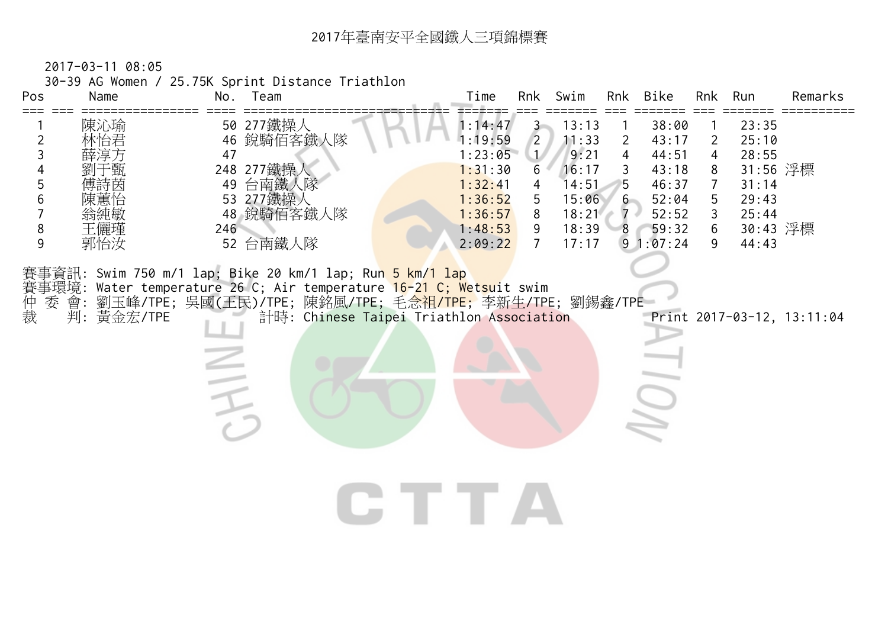# 2017年臺南安平全國鐵人三項錦標賽

2017-03-11 08:05

30-39 AG Women / 25.75K Sprint Distance Triathlon

| Pos | | Name | No. | Team | Time | Rnk | Swim | Rnk | Bike | Rnk | Run | Remarks |
|---|---|---|---|---|---|---|---|---|---|---|---|---|
| 1 | | 陳沁瑜 | 50 | 277鐵操人 | 1:14:47 | 3 | 13:13 | 1 | 38:00 | 1 | 23:35 | |
| 2 | | 林怡君 | 46 | 銳騎佰客鐵人隊 | 1:19:59 | 2 | 11:33 | 2 | 43:17 | 2 | 25:10 | |
| 3 | | 薛淳方 | 47 | | 1:23:05 | 1 | 9:21 | 4 | 44:51 | 4 | 28:55 | |
| 4 | | 劉于甄 | 248 | 277鐵操人 | 1:31:30 | 6 | 16:17 | 3 | 43:18 | 8 | 31:56 | 浮標 |
| 5 | | 傅詩茵 | 49 | 台南鐵人隊 | 1:32:41 | 4 | 14:51 | 5 | 46:37 | 7 | 31:14 | |
| 6 | | 陳蕙怡 | 53 | 277鐵操人 | 1:36:52 | 5 | 15:06 | 6 | 52:04 | 5 | 29:43 | |
| 7 | | 翁純敏 | 48 | 銳騎佰客鐵人隊 | 1:36:57 | 8 | 18:21 | 7 | 52:52 | 3 | 25:44 | |
| 8 | | 王儷瑾 | 246 | | 1:48:53 | 9 | 18:39 | 8 | 59:32 | 6 | 30:43 | 浮標 |
| 9 | | 郭怡汝 | 52 | 台南鐵人隊 | 2:09:22 | 7 | 17:17 | 9 | 1:07:24 | 9 | 44:43 | |

賽事資訊: Swim 750 m/1 lap; Bike 20 km/1 lap; Run 5 km/1 lap

賽事環境: Water temperature 26 C; Air temperature 16-21 C; Wetsuit swim

仲 委 會: 劉玉峰/TPE; 吳國(王民)/TPE; 陳銘風/TPE; 毛念祖/TPE; 李新生/TPE; 劉錫鑫/TPE

裁　　判: 黃金宏/TPE　　計時: Chinese Taipei Triathlon Association　　Print 2017-03-12, 13:11:04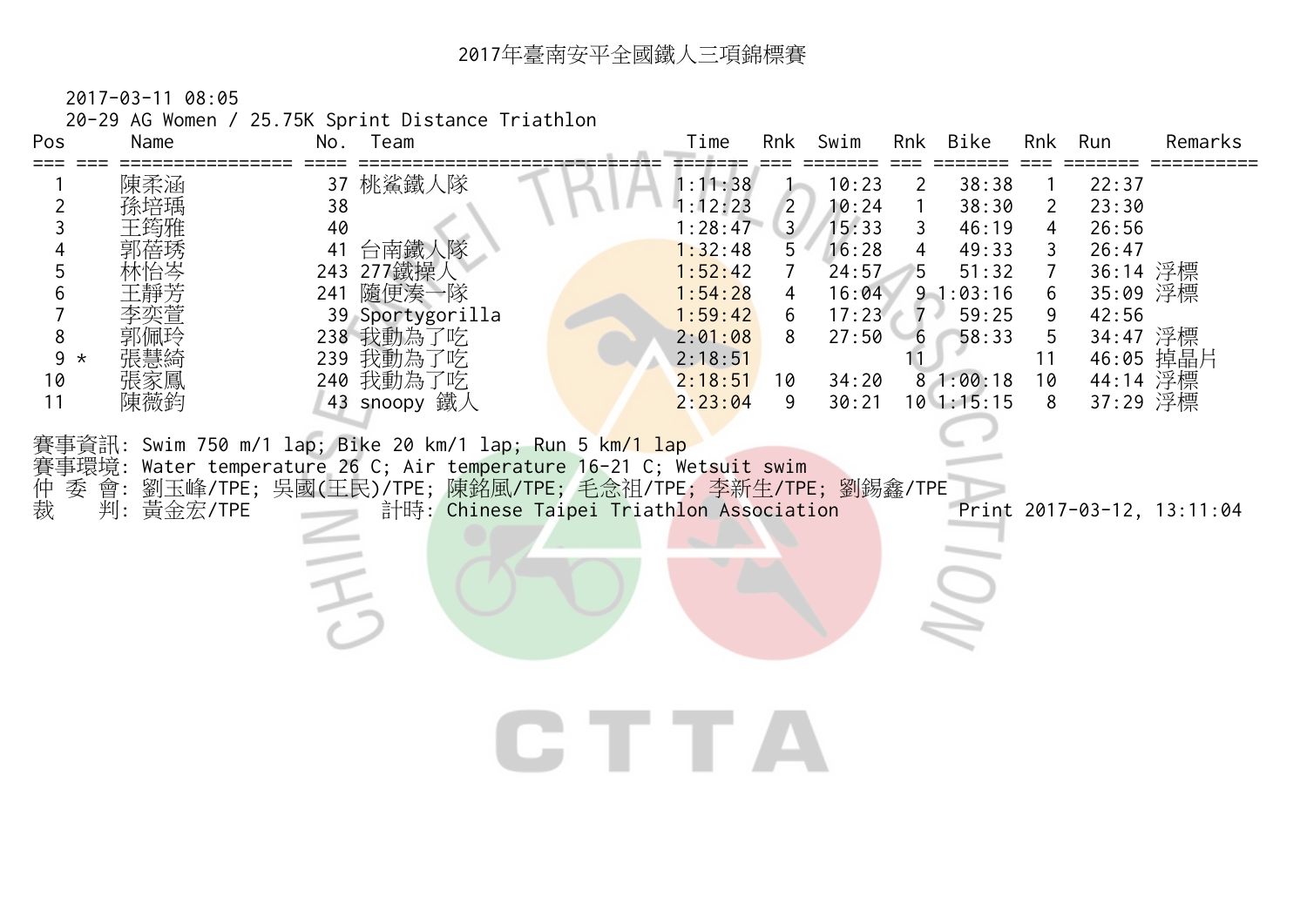# 2017年臺南安平全國鐵人三項錦標賽

2017-03-11 08:05

20-29 AG Women / 25.75K Sprint Distance Triathlon

| Pos | | Name | No. | Team | Time | Rnk | Swim | Rnk | Bike | Rnk | Run | Remarks |
|---|---|---|---|---|---|---|---|---|---|---|---|---|
| 1 | | 陳柔涵 | 37 | 桃鯊鐵人隊 | 1:11:38 | 1 | 10:23 | 2 | 38:38 | 1 | 22:37 | |
| 2 | | 孫培瑀 | 38 | | 1:12:23 | 2 | 10:24 | 1 | 38:30 | 2 | 23:30 | |
| 3 | | 王筠雅 | 40 | | 1:28:47 | 3 | 15:33 | 3 | 46:19 | 4 | 26:56 | |
| 4 | | 郭蓓琇 | 41 | 台南鐵人隊 | 1:32:48 | 5 | 16:28 | 4 | 49:33 | 3 | 26:47 | |
| 5 | | 林怡岑 | 243 | 277鐵操人 | 1:52:42 | 7 | 24:57 | 5 | 51:32 | 7 | 36:14 | 浮標 |
| 6 | | 王靜芳 | 241 | 隨便湊一隊 | 1:54:28 | 4 | 16:04 | 9 | 1:03:16 | 6 | 35:09 | 浮標 |
| 7 | | 李奕萱 | 39 | Sportygorilla | 1:59:42 | 6 | 17:23 | 7 | 59:25 | 9 | 42:56 | |
| 8 | | 郭佩玲 | 238 | 我動為了吃 | 2:01:08 | 8 | 27:50 | 6 | 58:33 | 5 | 34:47 | 浮標 |
| 9 | * | 張慧綺 | 239 | 我動為了吃 | 2:18:51 | | | 11 | | 11 | 46:05 | 掉晶片 |
| 10 | | 張家鳳 | 240 | 我動為了吃 | 2:18:51 | 10 | 34:20 | 8 | 1:00:18 | 10 | 44:14 | 浮標 |
| 11 | | 陳薇鈞 | 43 | snoopy 鐵人 | 2:23:04 | 9 | 30:21 | 10 | 1:15:15 | 8 | 37:29 | 浮標 |

賽事資訊: Swim 750 m/1 lap; Bike 20 km/1 lap; Run 5 km/1 lap

賽事環境: Water temperature 26 C; Air temperature 16-21 C; Wetsuit swim

仲 委 會: 劉玉峰/TPE; 吳國(王民)/TPE; 陳銘風/TPE; 毛念祖/TPE; 李新生/TPE; 劉錫鑫/TPE

裁　 判: 黃金宏/TPE　　計時: Chinese Taipei Triathlon Association　　Print 2017-03-12, 13:11:04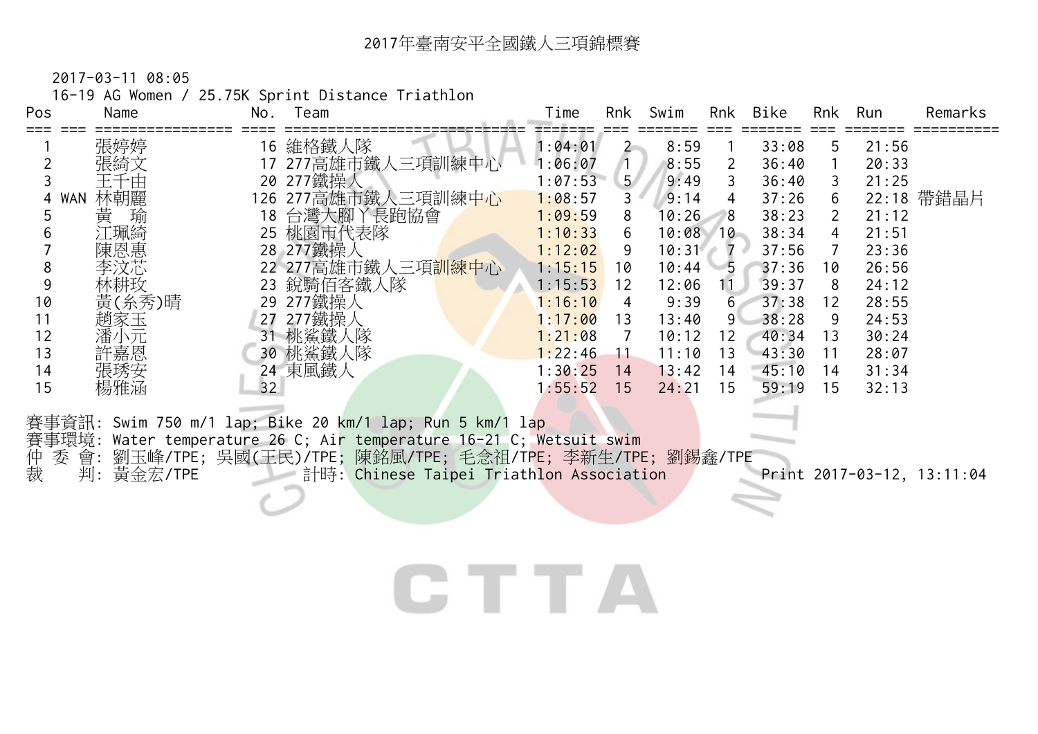# 2017年臺南安平全國鐵人三項錦標賽

2017-03-11 08:05

16-19 AG Women / 25.75K Sprint Distance Triathlon

| Pos | | Name | No. | Team | Time | Rnk | Swim | Rnk | Bike | Rnk | Run | Remarks |
|---|---|---|---|---|---|---|---|---|---|---|---|---|
| 1 | | 張婷婷 | 16 | 維格鐵人隊 | 1:04:01 | 2 | 8:59 | 1 | 33:08 | 5 | 21:56 | |
| 2 | | 張綺文 | 17 | 277高雄市鐵人三項訓練中心 | 1:06:07 | 1 | 8:55 | 2 | 36:40 | 1 | 20:33 | |
| 3 | | 王千由 | 20 | 277鐵操人 | 1:07:53 | 5 | 9:49 | 3 | 36:40 | 3 | 21:25 | |
| 4 | WAN | 林朝麗 | 126 | 277高雄市鐵人三項訓練中心 | 1:08:57 | 3 | 9:14 | 4 | 37:26 | 6 | 22:18 | 帶錯晶片 |
| 5 | | 黃　瑜 | 18 | 台灣大腳丫長跑協會 | 1:09:59 | 8 | 10:26 | 8 | 38:23 | 2 | 21:12 | |
| 6 | | 江珮綺 | 25 | 桃園市代表隊 | 1:10:33 | 6 | 10:08 | 10 | 38:34 | 4 | 21:51 | |
| 7 | | 陳恩惠 | 28 | 277鐵操人 | 1:12:02 | 9 | 10:31 | 7 | 37:56 | 7 | 23:36 | |
| 8 | | 李汶芯 | 22 | 277高雄市鐵人三項訓練中心 | 1:15:15 | 10 | 10:44 | 5 | 37:36 | 10 | 26:56 | |
| 9 | | 林耕玫 | 23 | 銳騎佰客鐵人隊 | 1:15:53 | 12 | 12:06 | 11 | 39:37 | 8 | 24:12 | |
| 10 | | 黃(糸秀)晴 | 29 | 277鐵操人 | 1:16:10 | 4 | 9:39 | 6 | 37:38 | 12 | 28:55 | |
| 11 | | 趙家玉 | 27 | 277鐵操人 | 1:17:00 | 13 | 13:40 | 9 | 38:28 | 9 | 24:53 | |
| 12 | | 潘小元 | 31 | 桃鯊鐵人隊 | 1:21:08 | 7 | 10:12 | 12 | 40:34 | 13 | 30:24 | |
| 13 | | 許嘉恩 | 30 | 桃鯊鐵人隊 | 1:22:46 | 11 | 11:10 | 13 | 43:30 | 11 | 28:07 | |
| 14 | | 張琇安 | 24 | 東風鐵人 | 1:30:25 | 14 | 13:42 | 14 | 45:10 | 14 | 31:34 | |
| 15 | | 楊雅涵 | 32 | | 1:55:52 | 15 | 24:21 | 15 | 59:19 | 15 | 32:13 | |

賽事資訊: Swim 750 m/1 lap; Bike 20 km/1 lap; Run 5 km/1 lap

賽事環境: Water temperature 26 C; Air temperature 16-21 C; Wetsuit swim

仲 委 會: 劉玉峰/TPE; 吳國(王民)/TPE; 陳銘風/TPE; 毛念祖/TPE; 李新生/TPE; 劉錫鑫/TPE

裁　　判: 黃金宏/TPE　　計時: Chinese Taipei Triathlon Association　　Print 2017-03-12, 13:11:04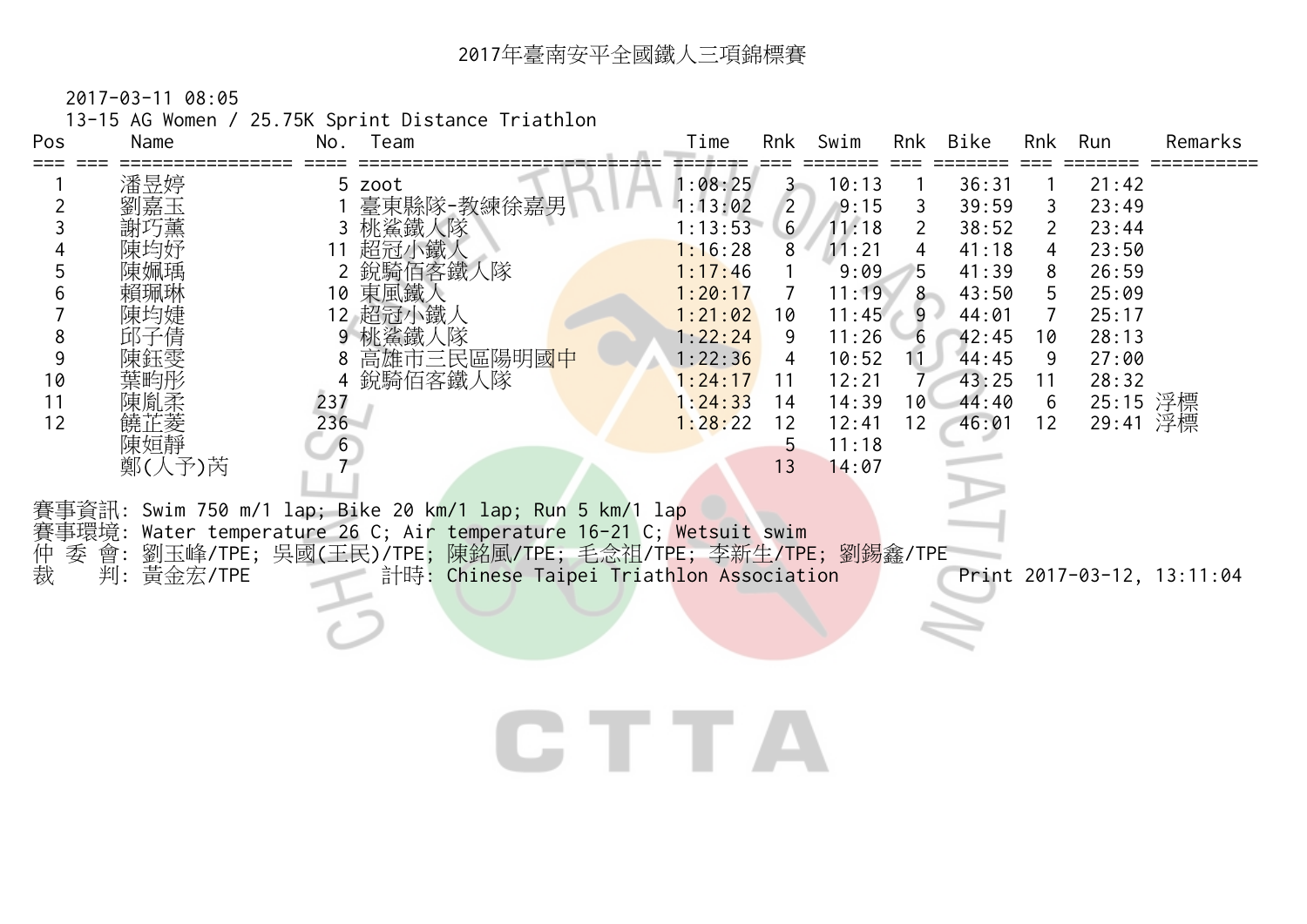# 2017年臺南安平全國鐵人三項錦標賽

2017-03-11 08:05

13-15 AG Women / 25.75K Sprint Distance Triathlon

| Pos | Name | No. | Team | Time | Rnk | Swim | Rnk | Bike | Rnk | Run | Remarks |
|---|---|---|---|---|---|---|---|---|---|---|---|
| 1 | 潘昱婷 | 5 | zoot | 1:08:25 | 3 | 10:13 | 1 | 36:31 | 1 | 21:42 | |
| 2 | 劉嘉玉 | 1 | 臺東縣隊-教練徐嘉男 | 1:13:02 | 2 | 9:15 | 3 | 39:59 | 3 | 23:49 | |
| 3 | 謝巧薰 | 3 | 桃鯊鐵人隊 | 1:13:53 | 6 | 11:18 | 2 | 38:52 | 2 | 23:44 | |
| 4 | 陳均妤 | 11 | 超冠小鐵人 | 1:16:28 | 8 | 11:21 | 4 | 41:18 | 4 | 23:50 | |
| 5 | 陳姵瑀 | 2 | 銳騎佰客鐵人隊 | 1:17:46 | 1 | 9:09 | 5 | 41:39 | 8 | 26:59 | |
| 6 | 賴珮琳 | 10 | 東風鐵人 | 1:20:17 | 7 | 11:19 | 8 | 43:50 | 5 | 25:09 | |
| 7 | 陳均婕 | 12 | 超冠小鐵人 | 1:21:02 | 10 | 11:45 | 9 | 44:01 | 7 | 25:17 | |
| 8 | 邱子倩 | 9 | 桃鯊鐵人隊 | 1:22:24 | 9 | 11:26 | 6 | 42:45 | 10 | 28:13 | |
| 9 | 陳鈺雯 | 8 | 高雄市三民區陽明國中 | 1:22:36 | 4 | 10:52 | 11 | 44:45 | 9 | 27:00 | |
| 10 | 葉昀彤 | 4 | 銳騎佰客鐵人隊 | 1:24:17 | 11 | 12:21 | 7 | 43:25 | 11 | 28:32 | |
| 11 | 陳胤柔 | 237 | | 1:24:33 | 14 | 14:39 | 10 | 44:40 | 6 | 25:15 | 浮標 |
| 12 | 饒芷菱 | 236 | | 1:28:22 | 12 | 12:41 | 12 | 46:01 | 12 | 29:41 | 浮標 |
| | 陳姮靜 | 6 | | | 5 | 11:18 | | | | | |
| | 鄭(人予)芮 | 7 | | | 13 | 14:07 | | | | | |

賽事資訊: Swim 750 m/1 lap; Bike 20 km/1 lap; Run 5 km/1 lap

賽事環境: Water temperature 26 C; Air temperature 16-21 C; Wetsuit swim

仲 委 會: 劉玉峰/TPE; 吳國(王民)/TPE; 陳銘風/TPE; 毛念祖/TPE; 李新生/TPE; 劉錫鑫/TPE

裁　　判: 黃金宏/TPE　　計時: Chinese Taipei Triathlon Association　　Print 2017-03-12, 13:11:04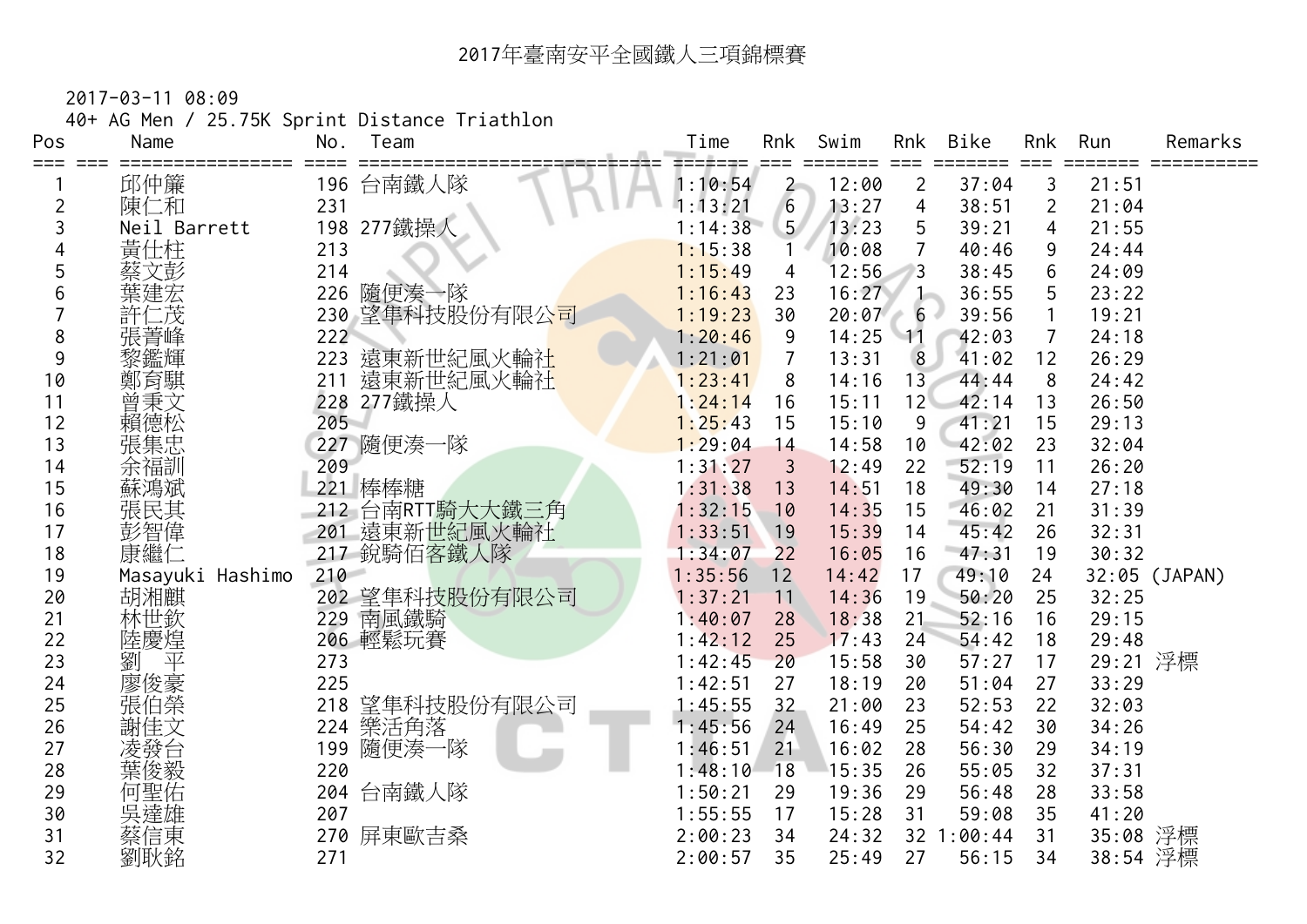# 2017年臺南安平全國鐵人三項錦標賽

2017-03-11 08:09

40+ AG Men / 25.75K Sprint Distance Triathlon

| Pos | Name | No. | Team | Time | Rnk | Swim | Rnk | Bike | Rnk | Run | Remarks |
|---|---|---|---|---|---|---|---|---|---|---|---|
| 1 | 邱仲簾 | 196 | 台南鐵人隊 | 1:10:54 | 2 | 12:00 | 2 | 37:04 | 3 | 21:51 | |
| 2 | 陳仁和 | 231 | | 1:13:21 | 6 | 13:27 | 4 | 38:51 | 2 | 21:04 | |
| 3 | Neil Barrett | 198 | 277鐵操人 | 1:14:38 | 5 | 13:23 | 5 | 39:21 | 4 | 21:55 | |
| 4 | 黃仕柱 | 213 | | 1:15:38 | 1 | 10:08 | 7 | 40:46 | 9 | 24:44 | |
| 5 | 蔡文彭 | 214 | | 1:15:49 | 4 | 12:56 | 3 | 38:45 | 6 | 24:09 | |
| 6 | 葉建宏 | 226 | 隨便湊一隊 | 1:16:43 | 23 | 16:27 | 1 | 36:55 | 5 | 23:22 | |
| 7 | 許仁茂 | 230 | 望隼科技股份有限公司 | 1:19:23 | 30 | 20:07 | 6 | 39:56 | 1 | 19:21 | |
| 8 | 張菁峰 | 222 | | 1:20:46 | 9 | 14:25 | 11 | 42:03 | 7 | 24:18 | |
| 9 | 黎鑑輝 | 223 | 遠東新世紀風火輪社 | 1:21:01 | 7 | 13:31 | 8 | 41:02 | 12 | 26:29 | |
| 10 | 鄭育騏 | 211 | 遠東新世紀風火輪社 | 1:23:41 | 8 | 14:16 | 13 | 44:44 | 8 | 24:42 | |
| 11 | 曾秉文 | 228 | 277鐵操人 | 1:24:14 | 16 | 15:11 | 12 | 42:14 | 13 | 26:50 | |
| 12 | 賴德松 | 205 | | 1:25:43 | 15 | 15:10 | 9 | 41:21 | 15 | 29:13 | |
| 13 | 張集忠 | 227 | 隨便湊一隊 | 1:29:04 | 14 | 14:58 | 10 | 42:02 | 23 | 32:04 | |
| 14 | 余福訓 | 209 | | 1:31:27 | 3 | 12:49 | 22 | 52:19 | 11 | 26:20 | |
| 15 | 蘇鴻斌 | 221 | 棒棒糖 | 1:31:38 | 13 | 14:51 | 18 | 49:30 | 14 | 27:18 | |
| 16 | 張民其 | 212 | 台南RTT騎大大鐵三角 | 1:32:15 | 10 | 14:35 | 15 | 46:02 | 21 | 31:39 | |
| 17 | 彭智偉 | 201 | 遠東新世紀風火輪社 | 1:33:51 | 19 | 15:39 | 14 | 45:42 | 26 | 32:31 | |
| 18 | 康繼仁 | 217 | 銳騎佰客鐵人隊 | 1:34:07 | 22 | 16:05 | 16 | 47:31 | 19 | 30:32 | |
| 19 | Masayuki Hashimo | 210 | | 1:35:56 | 12 | 14:42 | 17 | 49:10 | 24 | 32:05 | (JAPAN) |
| 20 | 胡湘麒 | 202 | 望隼科技股份有限公司 | 1:37:21 | 11 | 14:36 | 19 | 50:20 | 25 | 32:25 | |
| 21 | 林世欽 | 229 | 南風鐵騎 | 1:40:07 | 28 | 18:38 | 21 | 52:16 | 16 | 29:15 | |
| 22 | 陸慶煌 | 206 | 輕鬆玩賽 | 1:42:12 | 25 | 17:43 | 24 | 54:42 | 18 | 29:48 | |
| 23 | 劉　平 | 273 | | 1:42:45 | 20 | 15:58 | 30 | 57:27 | 17 | 29:21 | 浮標 |
| 24 | 廖俊豪 | 225 | | 1:42:51 | 27 | 18:19 | 20 | 51:04 | 27 | 33:29 | |
| 25 | 張伯榮 | 218 | 望隼科技股份有限公司 | 1:45:55 | 32 | 21:00 | 23 | 52:53 | 22 | 32:03 | |
| 26 | 謝佳文 | 224 | 樂活角落 | 1:45:56 | 24 | 16:49 | 25 | 54:42 | 30 | 34:26 | |
| 27 | 凌發台 | 199 | 隨便湊一隊 | 1:46:51 | 21 | 16:02 | 28 | 56:30 | 29 | 34:19 | |
| 28 | 葉俊毅 | 220 | | 1:48:10 | 18 | 15:35 | 26 | 55:05 | 32 | 37:31 | |
| 29 | 何聖佑 | 204 | 台南鐵人隊 | 1:50:21 | 29 | 19:36 | 29 | 56:48 | 28 | 33:58 | |
| 30 | 吳達雄 | 207 | | 1:55:55 | 17 | 15:28 | 31 | 59:08 | 35 | 41:20 | |
| 31 | 蔡信東 | 270 | 屏東歐吉桑 | 2:00:23 | 34 | 24:32 | 32 | 1:00:44 | 31 | 35:08 | 浮標 |
| 32 | 劉耿銘 | 271 | | 2:00:57 | 35 | 25:49 | 27 | 56:15 | 34 | 38:54 | 浮標 |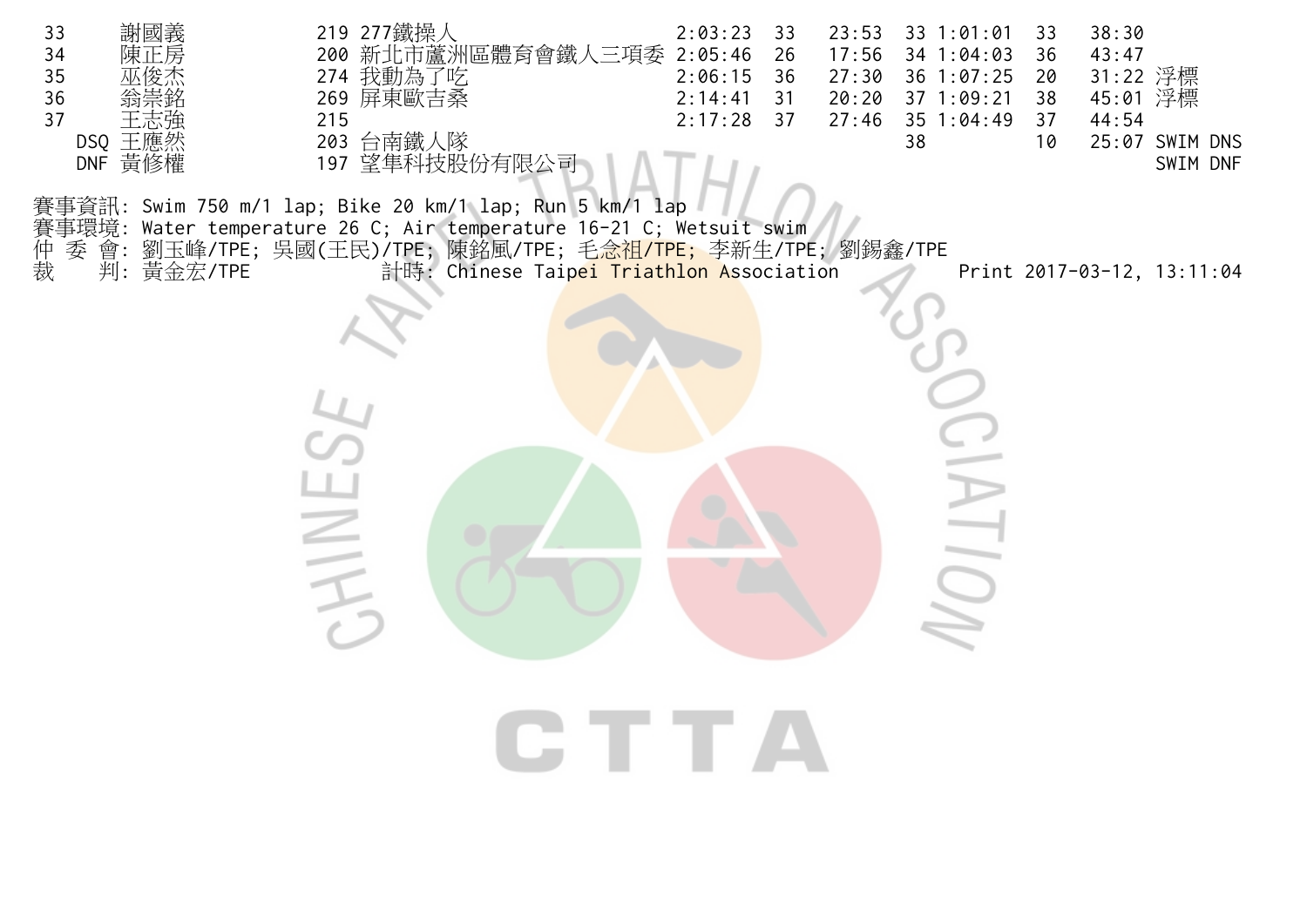| | | | | | | | | | | | |
|---|---|---|---|---|---|---|---|---|---|---|---|
| 33 | 謝國義 | 219 | 277鐵操人 | 2:03:23 | 33 | 23:53 | 33 | 1:01:01 | 33 | 38:30 | |
| 34 | 陳正房 | 200 | 新北市蘆洲區體育會鐵人三項委 | 2:05:46 | 26 | 17:56 | 34 | 1:04:03 | 36 | 43:47 | |
| 35 | 巫俊杰 | 274 | 我動為了吃 | 2:06:15 | 36 | 27:30 | 36 | 1:07:25 | 20 | 31:22 | 浮標 |
| 36 | 翁崇銘 | 269 | 屏東歐吉桑 | 2:14:41 | 31 | 20:20 | 37 | 1:09:21 | 38 | 45:01 | 浮標 |
| 37 | 王志強 | 215 | | 2:17:28 | 37 | 27:46 | 35 | 1:04:49 | 37 | 44:54 | |
| DSQ | 王應然 | 203 | 台南鐵人隊 | | | | 38 | | 10 | 25:07 | SWIM DNS |
| DNF | 黃修權 | 197 | 望隼科技股份有限公司 | | | | | | | | SWIM DNF |

賽事資訊: Swim 750 m/1 lap; Bike 20 km/1 lap; Run 5 km/1 lap
賽事環境: Water temperature 26 C; Air temperature 16-21 C; Wetsuit swim
仲 委 會: 劉玉峰/TPE; 吳國(王民)/TPE; 陳銘風/TPE; 毛念祖/TPE; 李新生/TPE; 劉錫鑫/TPE
裁　　判: 黃金宏/TPE　　　計時: Chinese Taipei Triathlon Association　　　Print 2017-03-12, 13:11:04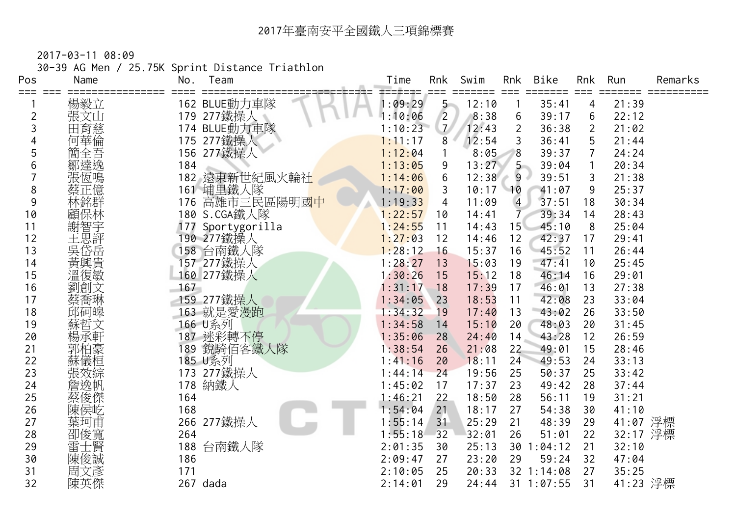# 2017年臺南安平全國鐵人三項錦標賽

2017-03-11 08:09

30-39 AG Men / 25.75K Sprint Distance Triathlon

| Pos | Name | No. | Team | Time | Rnk | Swim | Rnk | Bike | Rnk | Run | Remarks |
|---|---|---|---|---|---|---|---|---|---|---|---|
| 1 | 楊毅立 | 162 | BLUE動力車隊 | 1:09:29 | 5 | 12:10 | 1 | 35:41 | 4 | 21:39 | |
| 2 | 張文山 | 179 | 277鐵操人 | 1:10:06 | 2 | 8:38 | 6 | 39:17 | 6 | 22:12 | |
| 3 | 田育慈 | 174 | BLUE動力車隊 | 1:10:23 | 7 | 12:43 | 2 | 36:38 | 2 | 21:02 | |
| 4 | 何華倫 | 175 | 277鐵操人 | 1:11:17 | 8 | 12:54 | 3 | 36:41 | 5 | 21:44 | |
| 5 | 簡全吾 | 156 | 277鐵操人 | 1:12:04 | 1 | 8:05 | 8 | 39:37 | 7 | 24:24 | |
| 6 | 鄒達逸 | 184 | | 1:13:05 | 9 | 13:27 | 5 | 39:04 | 1 | 20:34 | |
| 7 | 張恆鳴 | 182 | 遠東新世紀風火輪社 | 1:14:06 | 6 | 12:38 | 9 | 39:51 | 3 | 21:38 | |
| 8 | 蔡正億 | 161 | 埔里鐵人隊 | 1:17:00 | 3 | 10:17 | 10 | 41:07 | 9 | 25:37 | |
| 9 | 林銘群 | 176 | 高雄市三民區陽明國中 | 1:19:33 | 4 | 11:09 | 4 | 37:51 | 18 | 30:34 | |
| 10 | 顧保林 | 180 | S.CGA鐵人隊 | 1:22:57 | 10 | 14:41 | 7 | 39:34 | 14 | 28:43 | |
| 11 | 謝智宇 | 177 | Sportygorilla | 1:24:55 | 11 | 14:43 | 15 | 45:10 | 8 | 25:04 | |
| 12 | 王思評 | 190 | 277鐵操人 | 1:27:03 | 12 | 14:46 | 12 | 42:37 | 17 | 29:41 | |
| 13 | 吳岱岳 | 158 | 台南鐵人隊 | 1:28:12 | 16 | 15:37 | 16 | 45:52 | 11 | 26:44 | |
| 14 | 黃興貴 | 157 | 277鐵操人 | 1:28:27 | 13 | 15:03 | 19 | 47:41 | 10 | 25:45 | |
| 15 | 溫復敏 | 160 | 277鐵操人 | 1:30:26 | 15 | 15:12 | 18 | 46:14 | 16 | 29:01 | |
| 16 | 劉創文 | 167 | | 1:31:17 | 18 | 17:39 | 17 | 46:01 | 13 | 27:38 | |
| 17 | 蔡喬琳 | 159 | 277鐵操人 | 1:34:05 | 23 | 18:53 | 11 | 42:08 | 23 | 33:04 | |
| 18 | 邱缿皞 | 163 | 就是愛漫跑 | 1:34:32 | 19 | 17:40 | 13 | 43:02 | 26 | 33:50 | |
| 19 | 蘇哲文 | 166 | U系列 | 1:34:58 | 14 | 15:10 | 20 | 48:03 | 20 | 31:45 | |
| 20 | 楊承軒 | 187 | 迷彩轉不停 | 1:35:06 | 28 | 24:40 | 14 | 43:28 | 12 | 26:59 | |
| 21 | 郭柏豪 | 189 | 銳騎佰客鐵人隊 | 1:38:54 | 26 | 21:08 | 22 | 49:01 | 15 | 28:46 | |
| 22 | 蘇儀桓 | 185 | U系列 | 1:41:16 | 20 | 18:11 | 24 | 49:53 | 24 | 33:13 | |
| 23 | 張效綜 | 173 | 277鐵操人 | 1:44:14 | 24 | 19:56 | 25 | 50:37 | 25 | 33:42 | |
| 24 | 詹逸帆 | 178 | 納鐵人 | 1:45:02 | 17 | 17:37 | 23 | 49:42 | 28 | 37:44 | |
| 25 | 蔡俊傑 | 164 | | 1:46:21 | 22 | 18:50 | 28 | 56:11 | 19 | 31:21 | |
| 26 | 陳侯屹 | 168 | | 1:54:04 | 21 | 18:17 | 27 | 54:38 | 30 | 41:10 | |
| 27 | 葉珂甫 | 266 | 277鐵操人 | 1:55:14 | 31 | 25:29 | 21 | 48:39 | 29 | 41:07 | 浮標 |
| 28 | 邵俊寬 | 264 | | 1:55:18 | 32 | 32:01 | 26 | 51:01 | 22 | 32:17 | 浮標 |
| 29 | 雷士賢 | 188 | 台南鐵人隊 | 2:01:35 | 30 | 25:13 | 30 | 1:04:12 | 21 | 32:10 | |
| 30 | 陳俊誠 | 186 | | 2:09:47 | 27 | 23:20 | 29 | 59:24 | 32 | 47:04 | |
| 31 | 周文彥 | 171 | | 2:10:05 | 25 | 20:33 | 32 | 1:14:08 | 27 | 35:25 | |
| 32 | 陳英傑 | 267 | dada | 2:14:01 | 29 | 24:44 | 31 | 1:07:55 | 31 | 41:23 | 浮標 |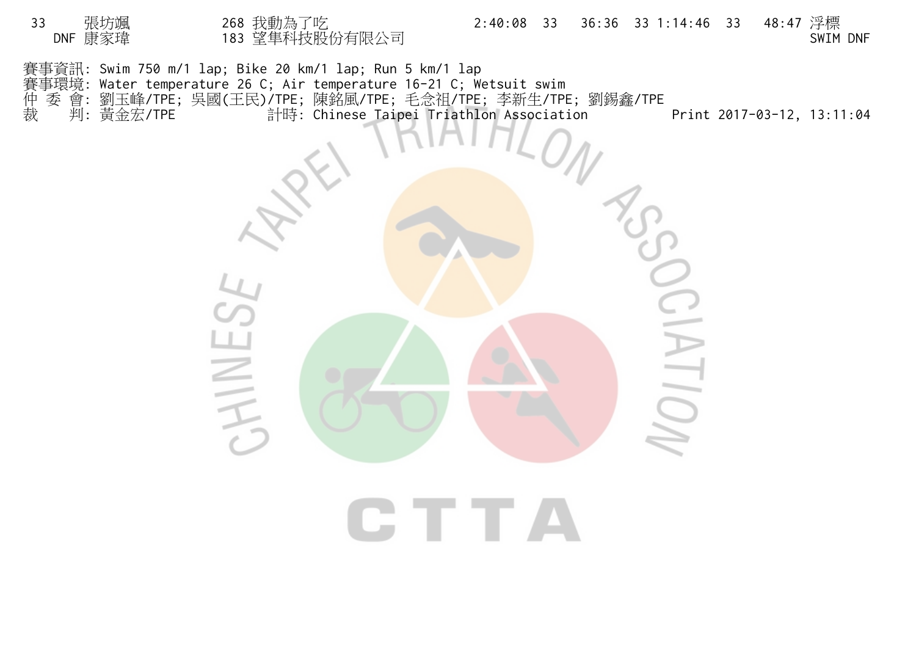| | | | | | | | | | | |
|---|---|---|---|---|---|---|---|---|---|---|
| 33 | 張坊颯 | 268 | 我動為了吃 | 2:40:08 | 33 | 36:36 | 33 | 1:14:46 | 33 | 48:47 浮標 |
| DNF | 康家瑋 | 183 | 望隼科技股份有限公司 | | | | | | | SWIM DNF |

賽事資訊: Swim 750 m/1 lap; Bike 20 km/1 lap; Run 5 km/1 lap
賽事環境: Water temperature 26 C; Air temperature 16-21 C; Wetsuit swim
仲 委 會: 劉玉峰/TPE; 吳國(王民)/TPE; 陳銘風/TPE; 毛念祖/TPE; 李新生/TPE; 劉錫鑫/TPE
裁 判: 黃金宏/TPE 計時: Chinese Taipei Triathlon Association Print 2017-03-12, 13:11:04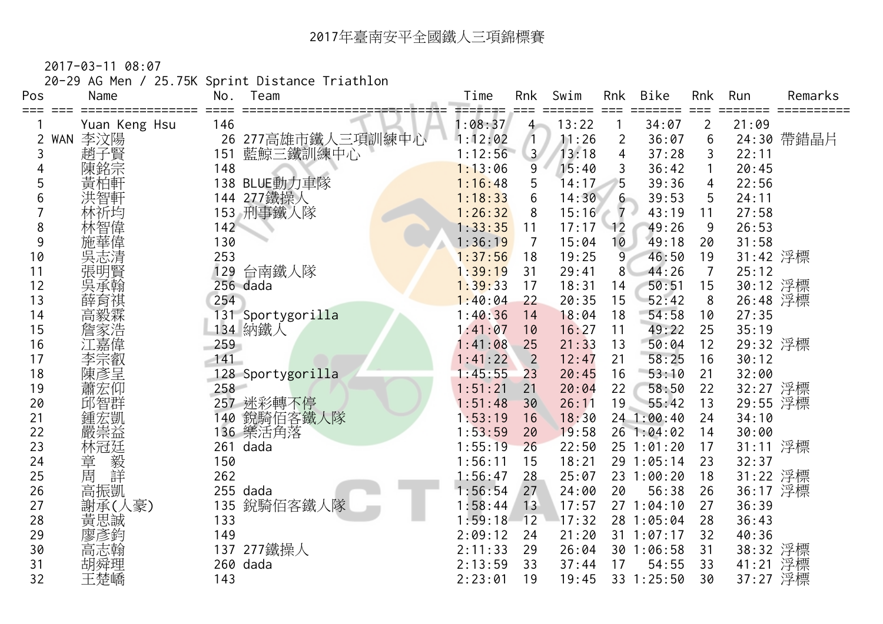# 2017年臺南安平全國鐵人三項錦標賽

2017-03-11 08:07

20-29 AG Men / 25.75K Sprint Distance Triathlon

| Pos | | Name | No. | Team | Time | Rnk | Swim | Rnk | Bike | Rnk | Run | Remarks |
|---|---|---|---|---|---|---|---|---|---|---|---|---|
| 1 | | Yuan Keng Hsu | 146 | | 1:08:37 | 4 | 13:22 | 1 | 34:07 | 2 | 21:09 | |
| 2 | WAN | 李汶陽 | 26 | 277高雄市鐵人三項訓練中心 | 1:12:02 | 1 | 11:26 | 2 | 36:07 | 6 | 24:30 | 帶錯晶片 |
| 3 | | 趙子賢 | 151 | 藍鯨三鐵訓練中心 | 1:12:56 | 3 | 13:18 | 4 | 37:28 | 3 | 22:11 | |
| 4 | | 陳銘宗 | 148 | | 1:13:06 | 9 | 15:40 | 3 | 36:42 | 1 | 20:45 | |
| 5 | | 黃柏軒 | 138 | BLUE動力車隊 | 1:16:48 | 5 | 14:17 | 5 | 39:36 | 4 | 22:56 | |
| 6 | | 洪智軒 | 144 | 277鐵操人 | 1:18:33 | 6 | 14:30 | 6 | 39:53 | 5 | 24:11 | |
| 7 | | 林祈均 | 153 | 刑事鐵人隊 | 1:26:32 | 8 | 15:16 | 7 | 43:19 | 11 | 27:58 | |
| 8 | | 林智偉 | 142 | | 1:33:35 | 11 | 17:17 | 12 | 49:26 | 9 | 26:53 | |
| 9 | | 施華偉 | 130 | | 1:36:19 | 7 | 15:04 | 10 | 49:18 | 20 | 31:58 | |
| 10 | | 吳志清 | 253 | | 1:37:56 | 18 | 19:25 | 9 | 46:50 | 19 | 31:42 | 浮標 |
| 11 | | 張明賢 | 129 | 台南鐵人隊 | 1:39:19 | 31 | 29:41 | 8 | 44:26 | 7 | 25:12 | |
| 12 | | 吳承翰 | 256 | dada | 1:39:33 | 17 | 18:31 | 14 | 50:51 | 15 | 30:12 | 浮標 |
| 13 | | 薛育祺 | 254 | | 1:40:04 | 22 | 20:35 | 15 | 52:42 | 8 | 26:48 | 浮標 |
| 14 | | 高毅霖 | 131 | Sportygorilla | 1:40:36 | 14 | 18:04 | 18 | 54:58 | 10 | 27:35 | |
| 15 | | 詹家浩 | 134 | 納鐵人 | 1:41:07 | 10 | 16:27 | 11 | 49:22 | 25 | 35:19 | |
| 16 | | 江嘉偉 | 259 | | 1:41:08 | 25 | 21:33 | 13 | 50:04 | 12 | 29:32 | 浮標 |
| 17 | | 李宗叡 | 141 | | 1:41:22 | 2 | 12:47 | 21 | 58:25 | 16 | 30:12 | |
| 18 | | 陳彥呈 | 128 | Sportygorilla | 1:45:55 | 23 | 20:45 | 16 | 53:10 | 21 | 32:00 | |
| 19 | | 蕭宏仰 | 258 | | 1:51:21 | 21 | 20:04 | 22 | 58:50 | 22 | 32:27 | 浮標 |
| 20 | | 邱智群 | 257 | 迷彩轉不停 | 1:51:48 | 30 | 26:11 | 19 | 55:42 | 13 | 29:55 | 浮標 |
| 21 | | 鍾宏凱 | 140 | 銳騎佰客鐵人隊 | 1:53:19 | 16 | 18:30 | 24 | 1:00:40 | 24 | 34:10 | |
| 22 | | 嚴崇益 | 136 | 樂活角落 | 1:53:59 | 20 | 19:58 | 26 | 1:04:02 | 14 | 30:00 | |
| 23 | | 林冠廷 | 261 | dada | 1:55:19 | 26 | 22:50 | 25 | 1:01:20 | 17 | 31:11 | 浮標 |
| 24 | | 章　毅 | 150 | | 1:56:11 | 15 | 18:21 | 29 | 1:05:14 | 23 | 32:37 | |
| 25 | | 周　詳 | 262 | | 1:56:47 | 28 | 25:07 | 23 | 1:00:20 | 18 | 31:22 | 浮標 |
| 26 | | 高振凱 | 255 | dada | 1:56:54 | 27 | 24:00 | 20 | 56:38 | 26 | 36:17 | 浮標 |
| 27 | | 謝承(人豪) | 135 | 銳騎佰客鐵人隊 | 1:58:44 | 13 | 17:57 | 27 | 1:04:10 | 27 | 36:39 | |
| 28 | | 黃思誠 | 133 | | 1:59:18 | 12 | 17:32 | 28 | 1:05:04 | 28 | 36:43 | |
| 29 | | 廖彥鈞 | 149 | | 2:09:12 | 24 | 21:20 | 31 | 1:07:17 | 32 | 40:36 | |
| 30 | | 高志翰 | 137 | 277鐵操人 | 2:11:33 | 29 | 26:04 | 30 | 1:06:58 | 31 | 38:32 | 浮標 |
| 31 | | 胡舜理 | 260 | dada | 2:13:59 | 33 | 37:44 | 17 | 54:55 | 33 | 41:21 | 浮標 |
| 32 | | 王楚嶠 | 143 | | 2:23:01 | 19 | 19:45 | 33 | 1:25:50 | 30 | 37:27 | 浮標 |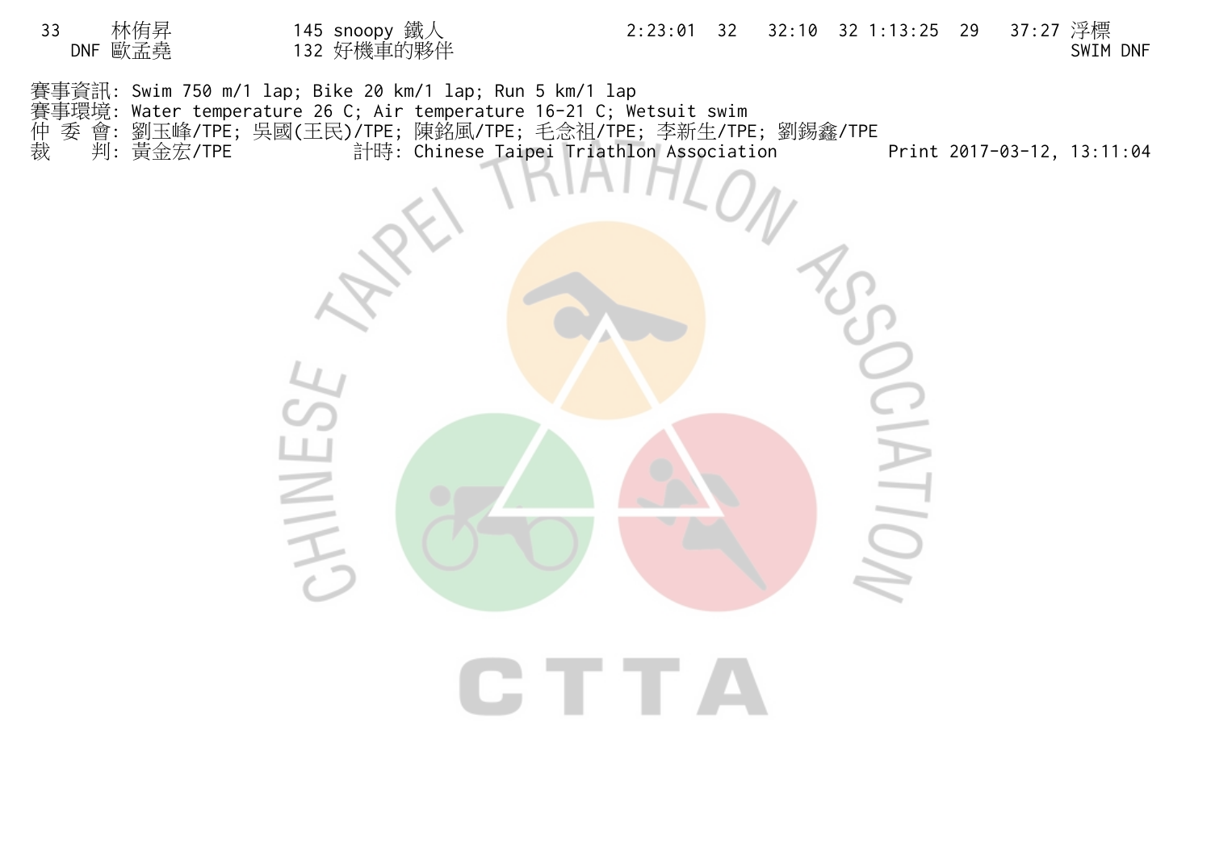| | | | | | | | | | | |
|---|---|---|---|---|---|---|---|---|---|---|
| 33 | 林侑昇 | 145 snoopy 鐵人 | 2:23:01 | 32 | 32:10 | 32 | 1:13:25 | 29 | 37:27 | 浮標 |
| DNF | 歐孟堯 | 132 好機車的夥伴 | | | | | | | | SWIM DNF |

賽事資訊: Swim 750 m/1 lap; Bike 20 km/1 lap; Run 5 km/1 lap
賽事環境: Water temperature 26 C; Air temperature 16-21 C; Wetsuit swim
仲 委 會: 劉玉峰/TPE; 吳國(王民)/TPE; 陳銘風/TPE; 毛念祖/TPE; 李新生/TPE; 劉錫鑫/TPE
裁　　判: 黃金宏/TPE　　　計時: Chinese Taipei Triathlon Association　　　Print 2017-03-12, 13:11:04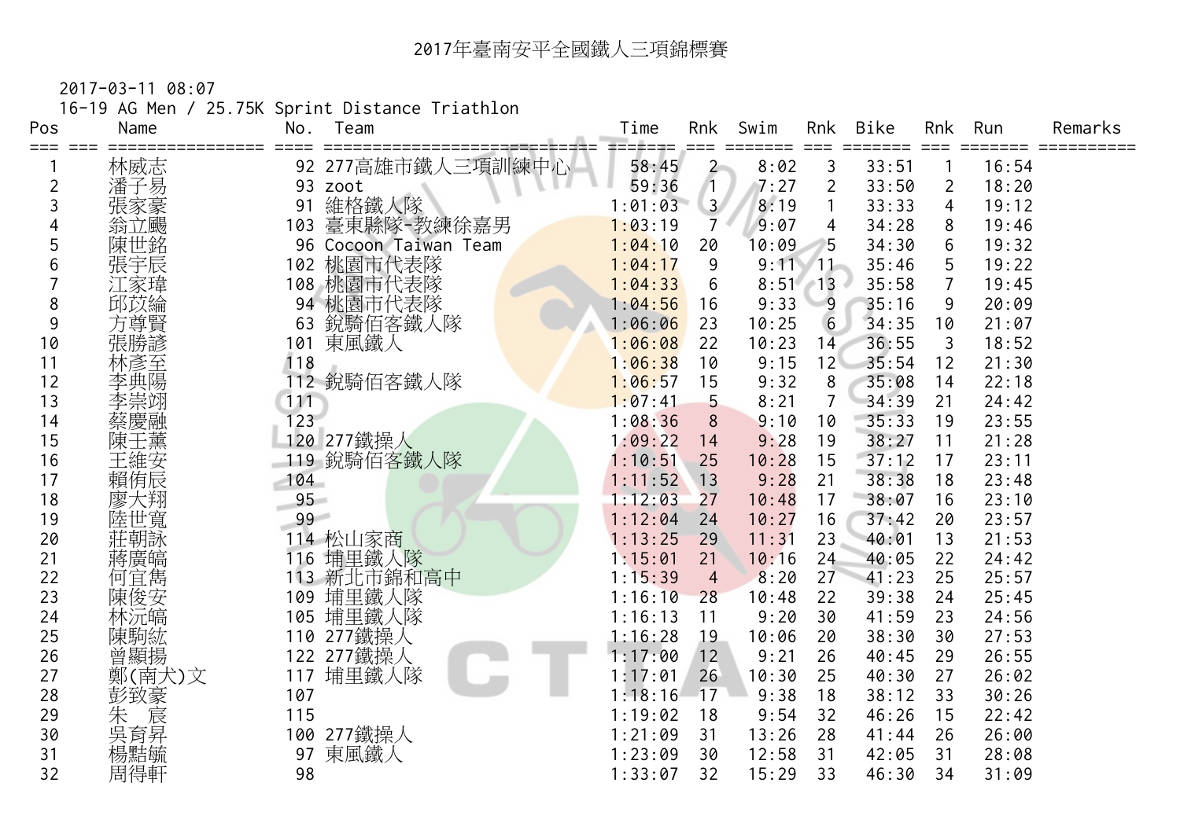# 2017年臺南安平全國鐵人三項錦標賽

2017-03-11 08:07

16-19 AG Men / 25.75K Sprint Distance Triathlon

| Pos | | Name | No. | Team | Time | Rnk | Swim | Rnk | Bike | Rnk | Run | Remarks |
|---|---|---|---|---|---|---|---|---|---|---|---|---|
| 1 | | 林威志 | 92 | 277高雄市鐵人三項訓練中心 | 58:45 | 2 | 8:02 | 3 | 33:51 | 1 | 16:54 | |
| 2 | | 潘子易 | 93 | zoot | 59:36 | 1 | 7:27 | 2 | 33:50 | 2 | 18:20 | |
| 3 | | 張家豪 | 91 | 維格鐵人隊 | 1:01:03 | 3 | 8:19 | 1 | 33:33 | 4 | 19:12 | |
| 4 | | 翁立颺 | 103 | 臺東縣隊-教練徐嘉男 | 1:03:19 | 7 | 9:07 | 4 | 34:28 | 8 | 19:46 | |
| 5 | | 陳世銘 | 96 | Cocoon Taiwan Team | 1:04:10 | 20 | 10:09 | 5 | 34:30 | 6 | 19:32 | |
| 6 | | 張宇辰 | 102 | 桃園市代表隊 | 1:04:17 | 9 | 9:11 | 11 | 35:46 | 5 | 19:22 | |
| 7 | | 江家瑋 | 108 | 桃園市代表隊 | 1:04:33 | 6 | 8:51 | 13 | 35:58 | 7 | 19:45 | |
| 8 | | 邱苡綸 | 94 | 桃園市代表隊 | 1:04:56 | 16 | 9:33 | 9 | 35:16 | 9 | 20:09 | |
| 9 | | 方尊賢 | 63 | 銳騎佰客鐵人隊 | 1:06:06 | 23 | 10:25 | 6 | 34:35 | 10 | 21:07 | |
| 10 | | 張勝諺 | 101 | 東風鐵人 | 1:06:08 | 22 | 10:23 | 14 | 36:55 | 3 | 18:52 | |
| 11 | | 林彥至 | 118 | | 1:06:38 | 10 | 9:15 | 12 | 35:54 | 12 | 21:30 | |
| 12 | | 李典陽 | 112 | 銳騎佰客鐵人隊 | 1:06:57 | 15 | 9:32 | 8 | 35:08 | 14 | 22:18 | |
| 13 | | 李崇翊 | 111 | | 1:07:41 | 5 | 8:21 | 7 | 34:39 | 21 | 24:42 | |
| 14 | | 蔡慶融 | 123 | | 1:08:36 | 8 | 9:10 | 10 | 35:33 | 19 | 23:55 | |
| 15 | | 陳王薰 | 120 | 277鐵操人 | 1:09:22 | 14 | 9:28 | 19 | 38:27 | 11 | 21:28 | |
| 16 | | 王維安 | 119 | 銳騎佰客鐵人隊 | 1:10:51 | 25 | 10:28 | 15 | 37:12 | 17 | 23:11 | |
| 17 | | 賴侑辰 | 104 | | 1:11:52 | 13 | 9:28 | 21 | 38:38 | 18 | 23:48 | |
| 18 | | 廖大翔 | 95 | | 1:12:03 | 27 | 10:48 | 17 | 38:07 | 16 | 23:10 | |
| 19 | | 陸世寬 | 99 | | 1:12:04 | 24 | 10:27 | 16 | 37:42 | 20 | 23:57 | |
| 20 | | 莊朝詠 | 114 | 松山家商 | 1:13:25 | 29 | 11:31 | 23 | 40:01 | 13 | 21:53 | |
| 21 | | 蔣廣皜 | 116 | 埔里鐵人隊 | 1:15:01 | 21 | 10:16 | 24 | 40:05 | 22 | 24:42 | |
| 22 | | 何宜雋 | 113 | 新北市錦和高中 | 1:15:39 | 4 | 8:20 | 27 | 41:23 | 25 | 25:57 | |
| 23 | | 陳俊安 | 109 | 埔里鐵人隊 | 1:16:10 | 28 | 10:48 | 22 | 39:38 | 24 | 25:45 | |
| 24 | | 林沅皜 | 105 | 埔里鐵人隊 | 1:16:13 | 11 | 9:20 | 30 | 41:59 | 23 | 24:56 | |
| 25 | | 陳駒紘 | 110 | 277鐵操人 | 1:16:28 | 19 | 10:06 | 20 | 38:30 | 30 | 27:53 | |
| 26 | | 曾顯揚 | 122 | 277鐵操人 | 1:17:00 | 12 | 9:21 | 26 | 40:45 | 29 | 26:55 | |
| 27 | | 鄭(南犬)文 | 117 | 埔里鐵人隊 | 1:17:01 | 26 | 10:30 | 25 | 40:30 | 27 | 26:02 | |
| 28 | | 彭致豪 | 107 | | 1:18:16 | 17 | 9:38 | 18 | 38:12 | 33 | 30:26 | |
| 29 | | 朱　宸 | 115 | | 1:19:02 | 18 | 9:54 | 32 | 46:26 | 15 | 22:42 | |
| 30 | | 吳育昇 | 100 | 277鐵操人 | 1:21:09 | 31 | 13:26 | 28 | 41:44 | 26 | 26:00 | |
| 31 | | 楊黠毓 | 97 | 東風鐵人 | 1:23:09 | 30 | 12:58 | 31 | 42:05 | 31 | 28:08 | |
| 32 | | 周得軒 | 98 | | 1:33:07 | 32 | 15:29 | 33 | 46:30 | 34 | 31:09 | |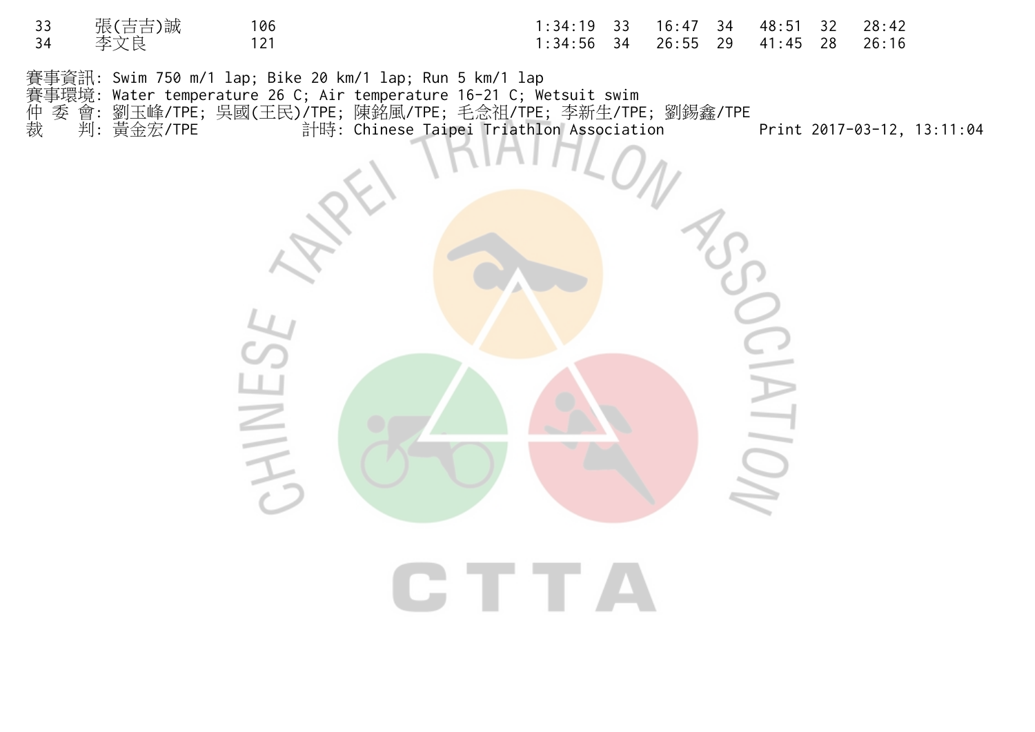| | | | | | | | | | |
|---|---|---|---|---|---|---|---|---|---|
| 33 | 張(吉吉)誠 | 106 | 1:34:19 | 33 | 16:47 | 34 | 48:51 | 32 | 28:42 |
| 34 | 李文良 | 121 | 1:34:56 | 34 | 26:55 | 29 | 41:45 | 28 | 26:16 |

賽事資訊: Swim 750 m/1 lap; Bike 20 km/1 lap; Run 5 km/1 lap
賽事環境: Water temperature 26 C; Air temperature 16-21 C; Wetsuit swim
仲 委 會: 劉玉峰/TPE; 吳國(王民)/TPE; 陳銘風/TPE; 毛念祖/TPE; 李新生/TPE; 劉錫鑫/TPE
裁　　判: 黃金宏/TPE　　計時: Chinese Taipei Triathlon Association　　Print 2017-03-12, 13:11:04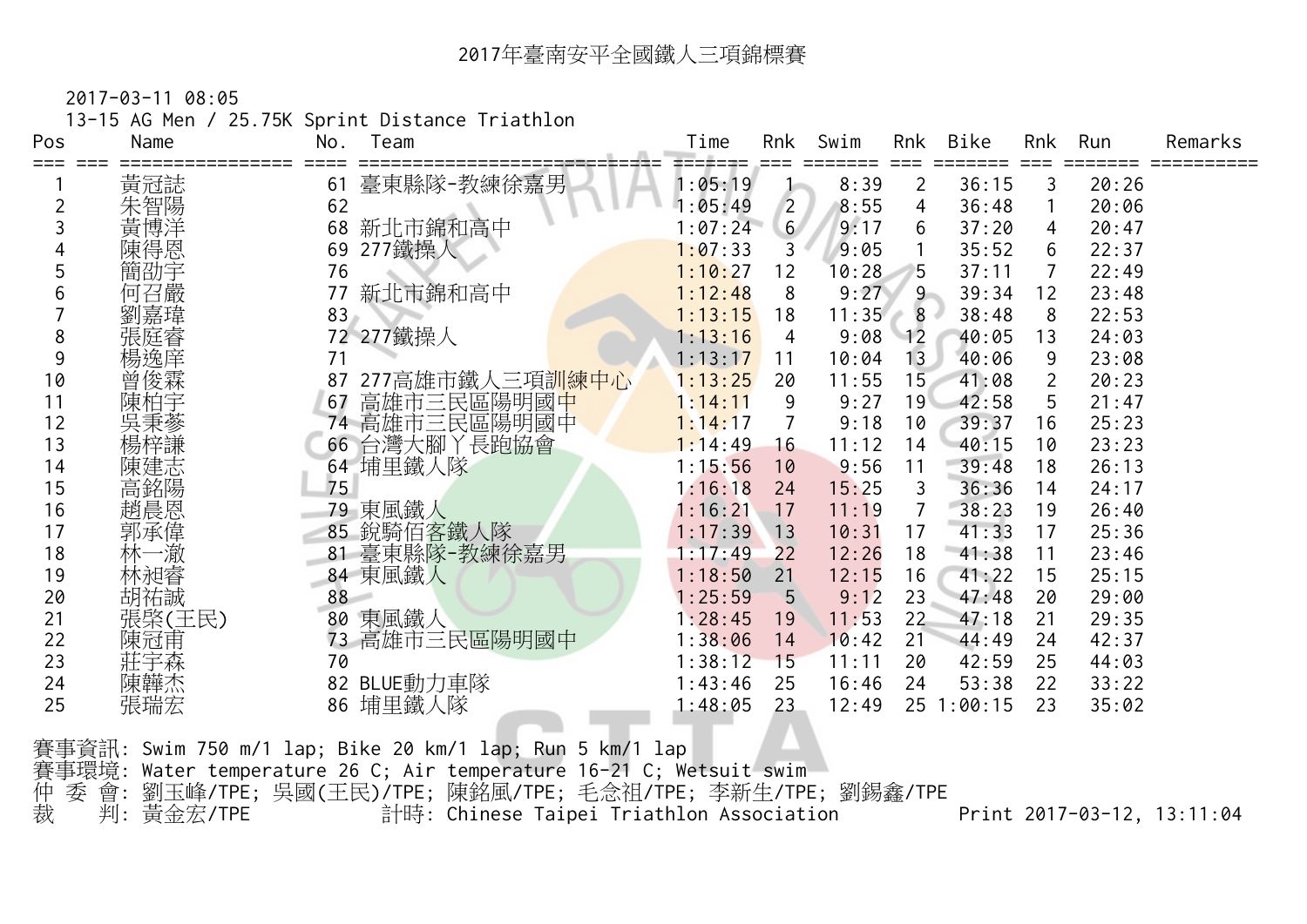# 2017年臺南安平全國鐵人三項錦標賽

2017-03-11 08:05

13-15 AG Men / 25.75K Sprint Distance Triathlon

| Pos | Name | No. | Team | Time | Rnk | Swim | Rnk | Bike | Rnk | Run | Remarks |
|---|---|---|---|---|---|---|---|---|---|---|---|
| 1 | 黃冠誌 | 61 | 臺東縣隊-教練徐嘉男 | 1:05:19 | 1 | 8:39 | 2 | 36:15 | 3 | 20:26 | |
| 2 | 朱智陽 | 62 | | 1:05:49 | 2 | 8:55 | 4 | 36:48 | 1 | 20:06 | |
| 3 | 黃博洋 | 68 | 新北市錦和高中 | 1:07:24 | 6 | 9:17 | 6 | 37:20 | 4 | 20:47 | |
| 4 | 陳得恩 | 69 | 277鐵操人 | 1:07:33 | 3 | 9:05 | 1 | 35:52 | 6 | 22:37 | |
| 5 | 簡劭宇 | 76 | | 1:10:27 | 12 | 10:28 | 5 | 37:11 | 7 | 22:49 | |
| 6 | 何召嚴 | 77 | 新北市錦和高中 | 1:12:48 | 8 | 9:27 | 9 | 39:34 | 12 | 23:48 | |
| 7 | 劉嘉瑋 | 83 | | 1:13:15 | 18 | 11:35 | 8 | 38:48 | 8 | 22:53 | |
| 8 | 張庭睿 | 72 | 277鐵操人 | 1:13:16 | 4 | 9:08 | 12 | 40:05 | 13 | 24:03 | |
| 9 | 楊逸庠 | 71 | | 1:13:17 | 11 | 10:04 | 13 | 40:06 | 9 | 23:08 | |
| 10 | 曾俊霖 | 87 | 277高雄市鐵人三項訓練中心 | 1:13:25 | 20 | 11:55 | 15 | 41:08 | 2 | 20:23 | |
| 11 | 陳柏宇 | 67 | 高雄市三民區陽明國中 | 1:14:11 | 9 | 9:27 | 19 | 42:58 | 5 | 21:47 | |
| 12 | 吳秉蔘 | 74 | 高雄市三民區陽明國中 | 1:14:17 | 7 | 9:18 | 10 | 39:37 | 16 | 25:23 | |
| 13 | 楊梓謙 | 66 | 台灣大腳丫長跑協會 | 1:14:49 | 16 | 11:12 | 14 | 40:15 | 10 | 23:23 | |
| 14 | 陳建志 | 64 | 埔里鐵人隊 | 1:15:56 | 10 | 9:56 | 11 | 39:48 | 18 | 26:13 | |
| 15 | 高銘陽 | 75 | | 1:16:18 | 24 | 15:25 | 3 | 36:36 | 14 | 24:17 | |
| 16 | 趙晨恩 | 79 | 東風鐵人 | 1:16:21 | 17 | 11:19 | 7 | 38:23 | 19 | 26:40 | |
| 17 | 郭承偉 | 85 | 銳騎佰客鐵人隊 | 1:17:39 | 13 | 10:31 | 17 | 41:33 | 17 | 25:36 | |
| 18 | 林一澈 | 81 | 臺東縣隊-教練徐嘉男 | 1:17:49 | 22 | 12:26 | 18 | 41:38 | 11 | 23:46 | |
| 19 | 林昶睿 | 84 | 東風鐵人 | 1:18:50 | 21 | 12:15 | 16 | 41:22 | 15 | 25:15 | |
| 20 | 胡祐誠 | 88 | | 1:25:59 | 5 | 9:12 | 23 | 47:48 | 20 | 29:00 | |
| 21 | 張棨(王民) | 80 | 東風鐵人 | 1:28:45 | 19 | 11:53 | 22 | 47:18 | 21 | 29:35 | |
| 22 | 陳冠甫 | 73 | 高雄市三民區陽明國中 | 1:38:06 | 14 | 10:42 | 21 | 44:49 | 24 | 42:37 | |
| 23 | 莊宇森 | 70 | | 1:38:12 | 15 | 11:11 | 20 | 42:59 | 25 | 44:03 | |
| 24 | 陳韡杰 | 82 | BLUE動力車隊 | 1:43:46 | 25 | 16:46 | 24 | 53:38 | 22 | 33:22 | |
| 25 | 張瑞宏 | 86 | 埔里鐵人隊 | 1:48:05 | 23 | 12:49 | 25 | 1:00:15 | 23 | 35:02 | |

賽事資訊: Swim 750 m/1 lap; Bike 20 km/1 lap; Run 5 km/1 lap

賽事環境: Water temperature 26 C; Air temperature 16-21 C; Wetsuit swim

仲 委 會: 劉玉峰/TPE; 吳國(王民)/TPE; 陳銘風/TPE; 毛念祖/TPE; 李新生/TPE; 劉錫鑫/TPE

裁　　判: 黃金宏/TPE　　計時: Chinese Taipei Triathlon Association　　Print 2017-03-12, 13:11:04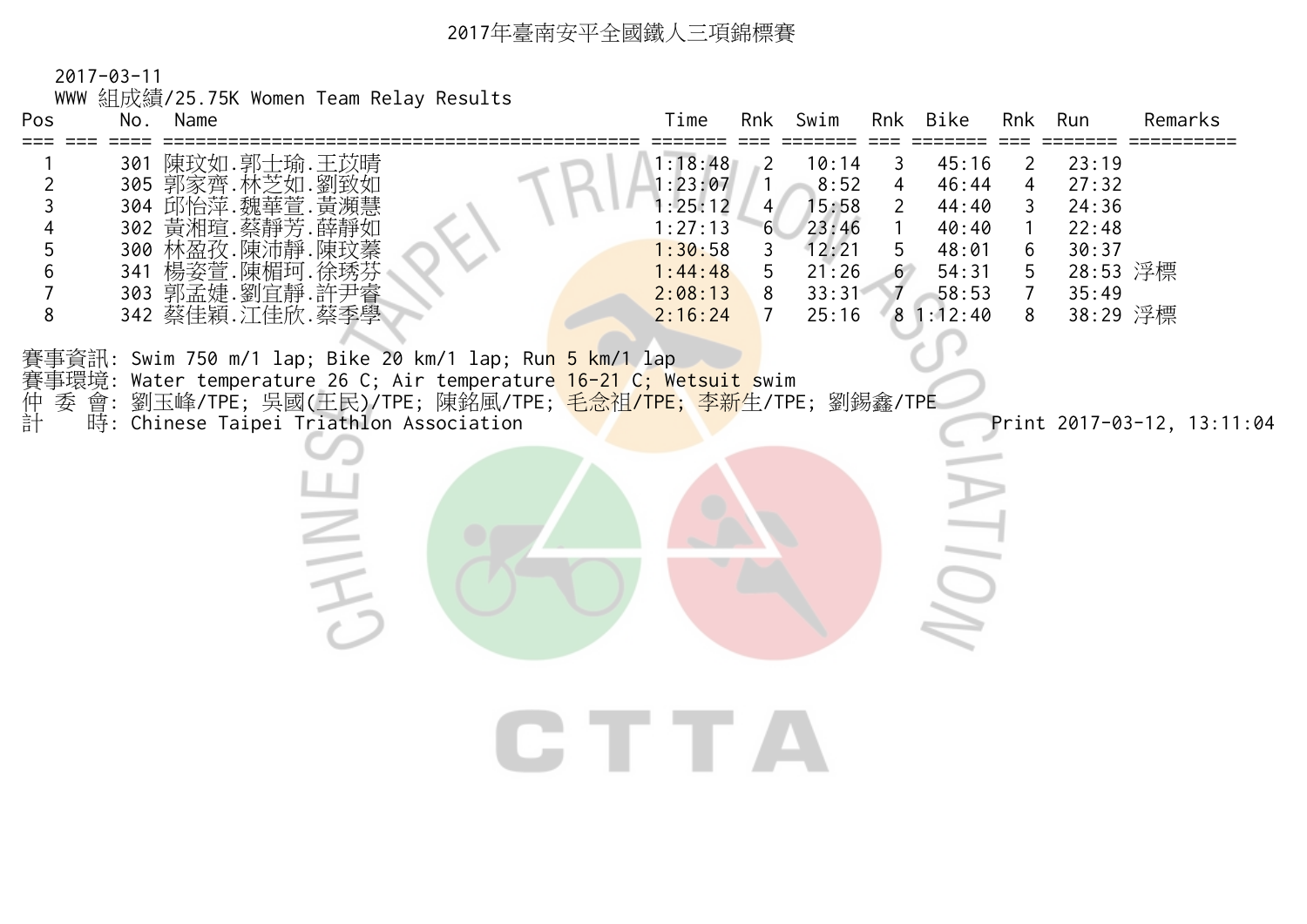# 2017年臺南安平全國鐵人三項錦標賽

2017-03-11

WWW 組成績/25.75K Women Team Relay Results

| Pos | No. | Name | Time | Rnk | Swim | Rnk | Bike | Rnk | Run | Remarks |
|---|---|---|---|---|---|---|---|---|---|---|
| 1 | 301 | 陳玟如.郭士瑜.王苡晴 | 1:18:48 | 2 | 10:14 | 3 | 45:16 | 2 | 23:19 | |
| 2 | 305 | 郭家齊.林芝如.劉致如 | 1:23:07 | 1 | 8:52 | 4 | 46:44 | 4 | 27:32 | |
| 3 | 304 | 邱怡萍.魏華萱.黃瀕慧 | 1:25:12 | 4 | 15:58 | 2 | 44:40 | 3 | 24:36 | |
| 4 | 302 | 黃湘瑄.蔡靜芳.薛靜如 | 1:27:13 | 6 | 23:46 | 1 | 40:40 | 1 | 22:48 | |
| 5 | 300 | 林盈孜.陳沛靜.陳玟蓁 | 1:30:58 | 3 | 12:21 | 5 | 48:01 | 6 | 30:37 | |
| 6 | 341 | 楊姿萱.陳楣珂.徐琇芬 | 1:44:48 | 5 | 21:26 | 6 | 54:31 | 5 | 28:53 | 浮標 |
| 7 | 303 | 郭孟婕.劉宜靜.許尹睿 | 2:08:13 | 8 | 33:31 | 7 | 58:53 | 7 | 35:49 | |
| 8 | 342 | 蔡佳穎.江佳欣.蔡季學 | 2:16:24 | 7 | 25:16 | 8 | 1:12:40 | 8 | 38:29 | 浮標 |

賽事資訊: Swim 750 m/1 lap; Bike 20 km/1 lap; Run 5 km/1 lap

賽事環境: Water temperature 26 C; Air temperature 16-21 C; Wetsuit swim

仲 委 會: 劉玉峰/TPE; 吳國(王民)/TPE; 陳銘風/TPE; 毛念祖/TPE; 李新生/TPE; 劉錫鑫/TPE

計　　時: Chinese Taipei Triathlon Association

Print 2017-03-12, 13:11:04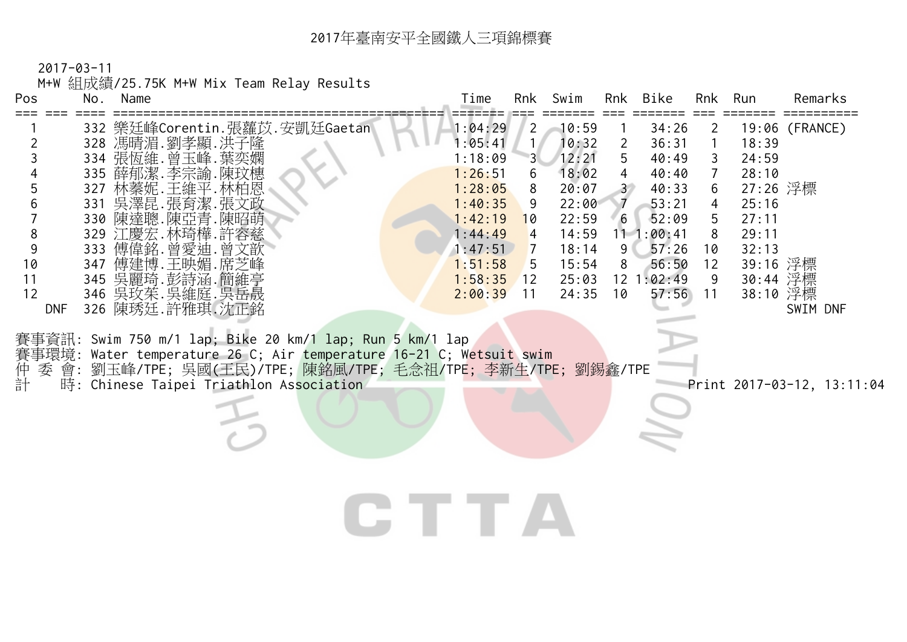# 2017年臺南安平全國鐵人三項錦標賽

2017-03-11

M+W 組成績/25.75K M+W Mix Team Relay Results

| Pos | | No. | Name | Time | Rnk | Swim | Rnk | Bike | Rnk | Run | Remarks |
|---|---|---|---|---|---|---|---|---|---|---|---|
| 1 | | 332 | 樂廷峰Corentin.張蘿苡.安凱廷Gaetan | 1:04:29 | 2 | 10:59 | 1 | 34:26 | 2 | 19:06 | (FRANCE) |
| 2 | | 328 | 馮晴湄.劉孝顯.洪子隆 | 1:05:41 | 1 | 10:32 | 2 | 36:31 | 1 | 18:39 | |
| 3 | | 334 | 張恆維.曾玉峰.葉奕嫻 | 1:18:09 | 3 | 12:21 | 5 | 40:49 | 3 | 24:59 | |
| 4 | | 335 | 薛郁潔.李宗諭.陳玟槵 | 1:26:51 | 6 | 18:02 | 4 | 40:40 | 7 | 28:10 | |
| 5 | | 327 | 林蓁妮.王維平.林柏恩 | 1:28:05 | 8 | 20:07 | 3 | 40:33 | 6 | 27:26 | 浮標 |
| 6 | | 331 | 吳澤昆.張育潔.張文政 | 1:40:35 | 9 | 22:00 | 7 | 53:21 | 4 | 25:16 | |
| 7 | | 330 | 陳達聰.陳亞青.陳昭萌 | 1:42:19 | 10 | 22:59 | 6 | 52:09 | 5 | 27:11 | |
| 8 | | 329 | 江慶宏.林琦樺.許容慈 | 1:44:49 | 4 | 14:59 | 11 | 1:00:41 | 8 | 29:11 | |
| 9 | | 333 | 傅偉銘.曾愛迪.曾文歆 | 1:47:51 | 7 | 18:14 | 9 | 57:26 | 10 | 32:13 | |
| 10 | | 347 | 傅建博.王映媚.席芝峰 | 1:51:58 | 5 | 15:54 | 8 | 56:50 | 12 | 39:16 | 浮標 |
| 11 | | 345 | 吳麗琦.彭詩涵.簡維亭 | 1:58:35 | 12 | 25:03 | 12 | 1:02:49 | 9 | 30:44 | 浮標 |
| 12 | | 346 | 吳玟茱.吳維庭.吳岳晟 | 2:00:39 | 11 | 24:35 | 10 | 57:56 | 11 | 38:10 | 浮標 |
| | DNF | 326 | 陳琇廷.許雅琪.沈正銘 | | | | | | | | SWIM DNF |

賽事資訊: Swim 750 m/1 lap; Bike 20 km/1 lap; Run 5 km/1 lap

賽事環境: Water temperature 26 C; Air temperature 16-21 C; Wetsuit swim

仲 委 會: 劉玉峰/TPE; 吳國(王民)/TPE; 陳銘風/TPE; 毛念祖/TPE; 李新生/TPE; 劉錫鑫/TPE

計　　時: Chinese Taipei Triathlon Association

Print 2017-03-12, 13:11:04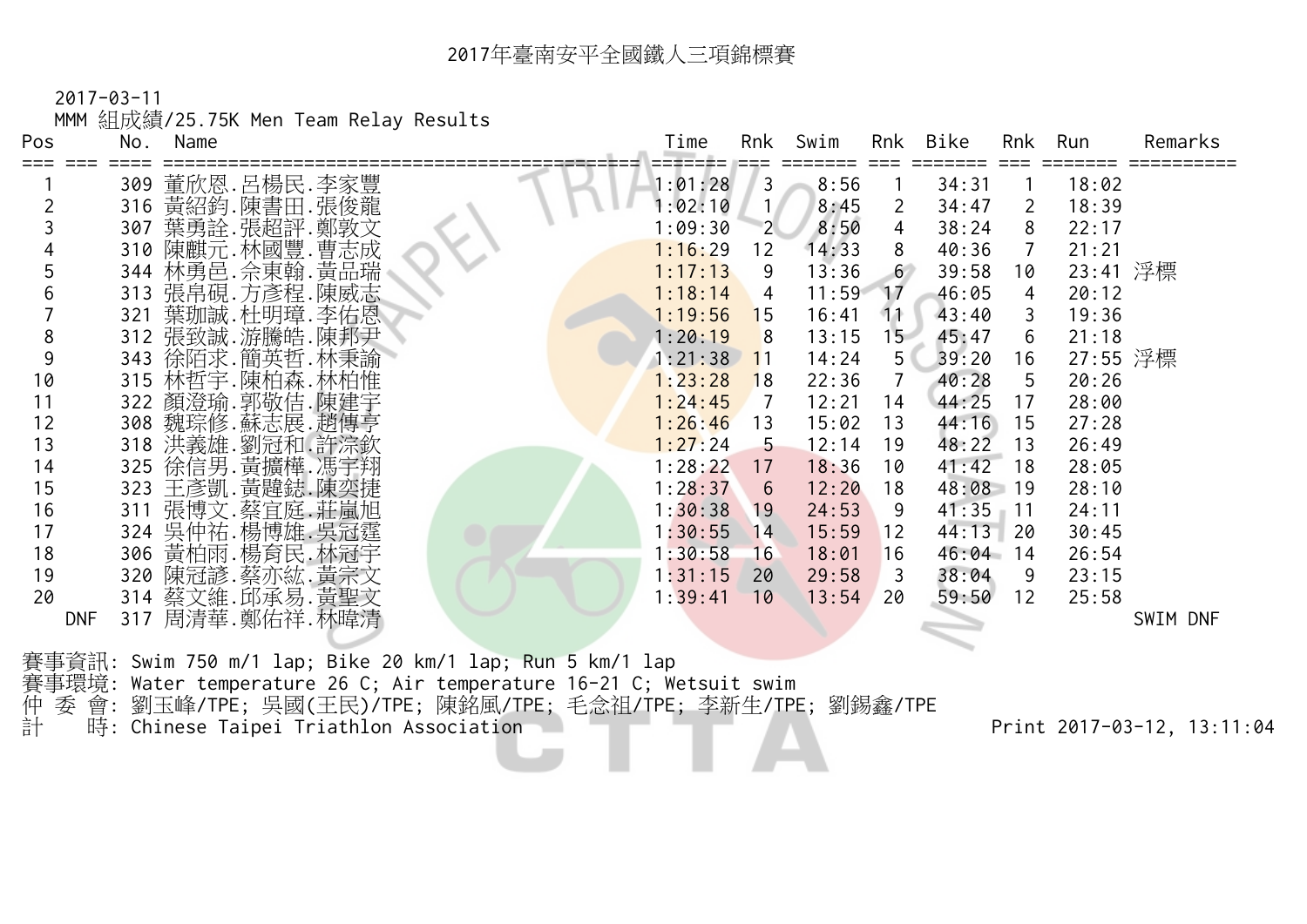# 2017年臺南安平全國鐵人三項錦標賽

2017-03-11

MMM 組成績/25.75K Men Team Relay Results

| Pos | | No. | Name | Time | Rnk | Swim | Rnk | Bike | Rnk | Run | Remarks |
|---|---|---|---|---|---|---|---|---|---|---|---|
| 1 | | 309 | 董欣恩.呂楊民.李家豐 | 1:01:28 | 3 | 8:56 | 1 | 34:31 | 1 | 18:02 | |
| 2 | | 316 | 黃紹鈞.陳書田.張俊龍 | 1:02:10 | 1 | 8:45 | 2 | 34:47 | 2 | 18:39 | |
| 3 | | 307 | 葉勇詮.張超評.鄭敦文 | 1:09:30 | 2 | 8:50 | 4 | 38:24 | 8 | 22:17 | |
| 4 | | 310 | 陳麒元.林國豐.曹志成 | 1:16:29 | 12 | 14:33 | 8 | 40:36 | 7 | 21:21 | |
| 5 | | 344 | 林勇邑.佘東翰.黃品瑞 | 1:17:13 | 9 | 13:36 | 6 | 39:58 | 10 | 23:41 | 浮標 |
| 6 | | 313 | 張帛硯.方彥程.陳威志 | 1:18:14 | 4 | 11:59 | 17 | 46:05 | 4 | 20:12 | |
| 7 | | 321 | 葉珈誠.杜明璋.李佑恩 | 1:19:56 | 15 | 16:41 | 11 | 43:40 | 3 | 19:36 | |
| 8 | | 312 | 張致誠.游騰皓.陳邦尹 | 1:20:19 | 8 | 13:15 | 15 | 45:47 | 6 | 21:18 | |
| 9 | | 343 | 徐陌求.簡英哲.林秉諭 | 1:21:38 | 11 | 14:24 | 5 | 39:20 | 16 | 27:55 | 浮標 |
| 10 | | 315 | 林哲宇.陳柏森.林柏惟 | 1:23:28 | 18 | 22:36 | 7 | 40:28 | 5 | 20:26 | |
| 11 | | 322 | 顏澄瑜.郭敬佶.陳建宇 | 1:24:45 | 7 | 12:21 | 14 | 44:25 | 17 | 28:00 | |
| 12 | | 308 | 魏琮修.蘇志展.趙傳亭 | 1:26:46 | 13 | 15:02 | 13 | 44:16 | 15 | 27:28 | |
| 13 | | 318 | 洪義雄.劉冠和.許淙欽 | 1:27:24 | 5 | 12:14 | 19 | 48:22 | 13 | 26:49 | |
| 14 | | 325 | 徐信男.黃擴樺.馮宇翔 | 1:28:22 | 17 | 18:36 | 10 | 41:42 | 18 | 28:05 | |
| 15 | | 323 | 王彥凱.黃韙鋕.陳奕捷 | 1:28:37 | 6 | 12:20 | 18 | 48:08 | 19 | 28:10 | |
| 16 | | 311 | 張博文.蔡宜庭.莊嵐旭 | 1:30:38 | 19 | 24:53 | 9 | 41:35 | 11 | 24:11 | |
| 17 | | 324 | 吳仲祐.楊博雄.吳冠霆 | 1:30:55 | 14 | 15:59 | 12 | 44:13 | 20 | 30:45 | |
| 18 | | 306 | 黃柏雨.楊育民.林冠宇 | 1:30:58 | 16 | 18:01 | 16 | 46:04 | 14 | 26:54 | |
| 19 | | 320 | 陳冠諺.蔡亦紘.黃宗文 | 1:31:15 | 20 | 29:58 | 3 | 38:04 | 9 | 23:15 | |
| 20 | | 314 | 蔡文維.邱承易.黃聖文 | 1:39:41 | 10 | 13:54 | 20 | 59:50 | 12 | 25:58 | |
| | DNF | 317 | 周清華.鄭佑祥.林暐清 | | | | | | | | SWIM DNF |

賽事資訊: Swim 750 m/1 lap; Bike 20 km/1 lap; Run 5 km/1 lap

賽事環境: Water temperature 26 C; Air temperature 16-21 C; Wetsuit swim

仲 委 會: 劉玉峰/TPE; 吳國(王民)/TPE; 陳銘風/TPE; 毛念祖/TPE; 李新生/TPE; 劉錫鑫/TPE

計　　時: Chinese Taipei Triathlon Association

Print 2017-03-12, 13:11:04